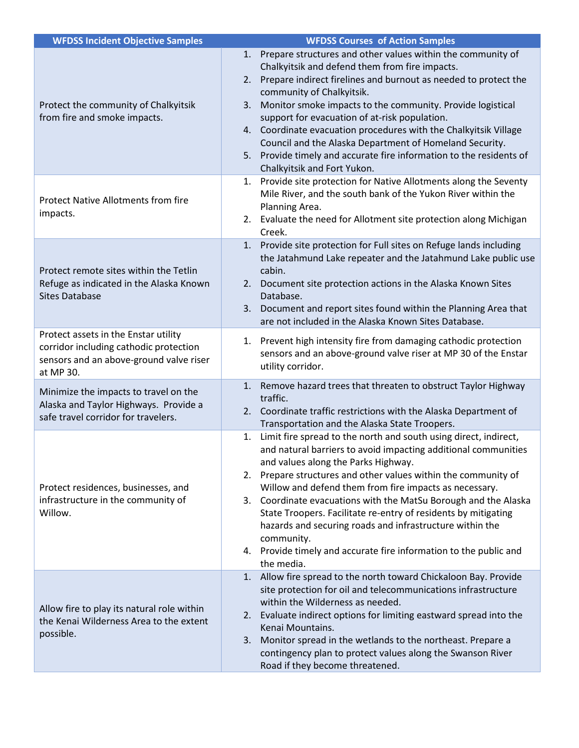| WFDSS Incident Objective Samples | WFDSS Courses of Action Samples |
| --- | --- |
| Protect the community of Chalkyitsik from fire and smoke impacts. | 1. Prepare structures and other values within the community of Chalkyitsik and defend them from fire impacts.<br>2. Prepare indirect firelines and burnout as needed to protect the community of Chalkyitsik.<br>3. Monitor smoke impacts to the community. Provide logistical support for evacuation of at-risk population.<br>4. Coordinate evacuation procedures with the Chalkyitsik Village Council and the Alaska Department of Homeland Security.<br>5. Provide timely and accurate fire information to the residents of Chalkyitsik and Fort Yukon. |
| Protect Native Allotments from fire impacts. | 1. Provide site protection for Native Allotments along the Seventy Mile River, and the south bank of the Yukon River within the Planning Area.<br>2. Evaluate the need for Allotment site protection along Michigan Creek. |
| Protect remote sites within the Tetlin Refuge as indicated in the Alaska Known Sites Database | 1. Provide site protection for Full sites on Refuge lands including the Jatahmund Lake repeater and the Jatahmund Lake public use cabin.<br>2. Document site protection actions in the Alaska Known Sites Database.<br>3. Document and report sites found within the Planning Area that are not included in the Alaska Known Sites Database. |
| Protect assets in the Enstar utility corridor including cathodic protection sensors and an above-ground valve riser at MP 30. | 1. Prevent high intensity fire from damaging cathodic protection sensors and an above-ground valve riser at MP 30 of the Enstar utility corridor. |
| Minimize the impacts to travel on the Alaska and Taylor Highways. Provide a safe travel corridor for travelers. | 1. Remove hazard trees that threaten to obstruct Taylor Highway traffic.<br>2. Coordinate traffic restrictions with the Alaska Department of Transportation and the Alaska State Troopers. |
| Protect residences, businesses, and infrastructure in the community of Willow. | 1. Limit fire spread to the north and south using direct, indirect, and natural barriers to avoid impacting additional communities and values along the Parks Highway.<br>2. Prepare structures and other values within the community of Willow and defend them from fire impacts as necessary.<br>3. Coordinate evacuations with the MatSu Borough and the Alaska State Troopers. Facilitate re-entry of residents by mitigating hazards and securing roads and infrastructure within the community.<br>4. Provide timely and accurate fire information to the public and the media. |
| Allow fire to play its natural role within the Kenai Wilderness Area to the extent possible. | 1. Allow fire spread to the north toward Chickaloon Bay. Provide site protection for oil and telecommunications infrastructure within the Wilderness as needed.<br>2. Evaluate indirect options for limiting eastward spread into the Kenai Mountains.<br>3. Monitor spread in the wetlands to the northeast. Prepare a contingency plan to protect values along the Swanson River Road if they become threatened. |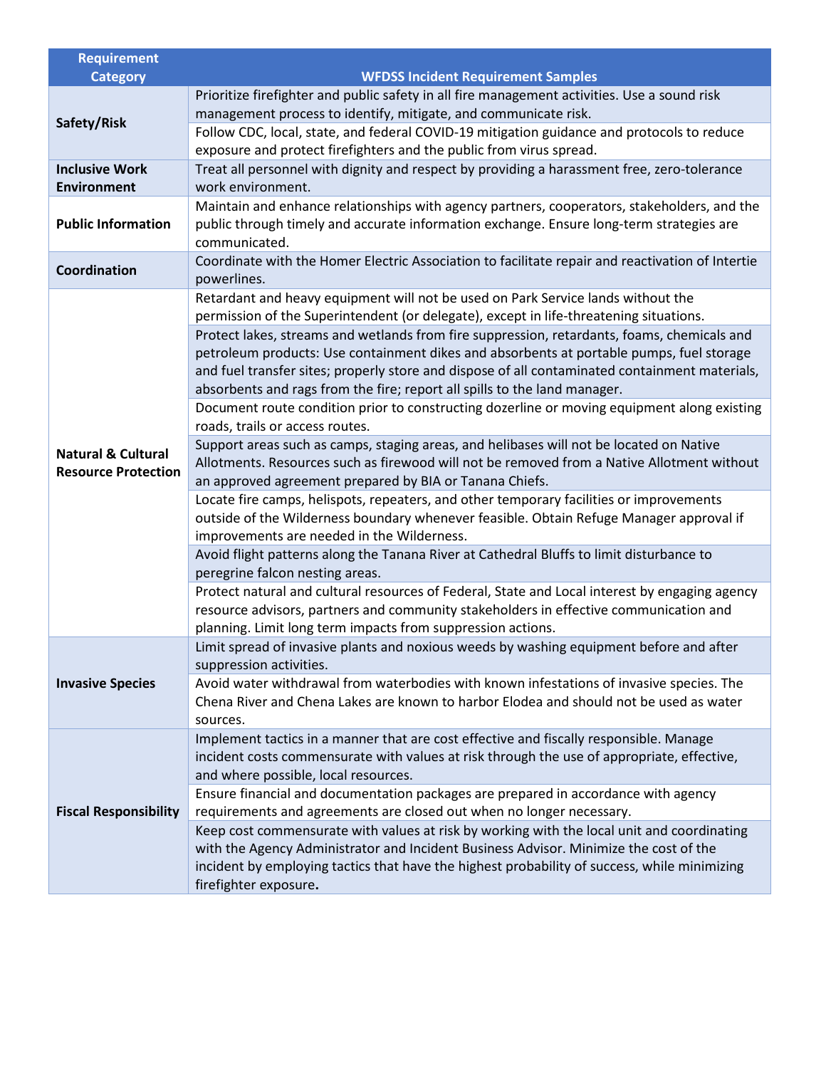| Requirement Category | WFDSS Incident Requirement Samples |
|---|---|
| **Safety/Risk** | Prioritize firefighter and public safety in all fire management activities. Use a sound risk management process to identify, mitigate, and communicate risk. |
| | Follow CDC, local, state, and federal COVID-19 mitigation guidance and protocols to reduce exposure and protect firefighters and the public from virus spread. |
| **Inclusive Work Environment** | Treat all personnel with dignity and respect by providing a harassment free, zero-tolerance work environment. |
| **Public Information** | Maintain and enhance relationships with agency partners, cooperators, stakeholders, and the public through timely and accurate information exchange. Ensure long-term strategies are communicated. |
| **Coordination** | Coordinate with the Homer Electric Association to facilitate repair and reactivation of Intertie powerlines. |
| **Natural & Cultural Resource Protection** | Retardant and heavy equipment will not be used on Park Service lands without the permission of the Superintendent (or delegate), except in life-threatening situations. |
| | Protect lakes, streams and wetlands from fire suppression, retardants, foams, chemicals and petroleum products: Use containment dikes and absorbents at portable pumps, fuel storage and fuel transfer sites; properly store and dispose of all contaminated containment materials, absorbents and rags from the fire; report all spills to the land manager. |
| | Document route condition prior to constructing dozerline or moving equipment along existing roads, trails or access routes. |
| | Support areas such as camps, staging areas, and helibases will not be located on Native Allotments. Resources such as firewood will not be removed from a Native Allotment without an approved agreement prepared by BIA or Tanana Chiefs. |
| | Locate fire camps, helispots, repeaters, and other temporary facilities or improvements outside of the Wilderness boundary whenever feasible. Obtain Refuge Manager approval if improvements are needed in the Wilderness. |
| | Avoid flight patterns along the Tanana River at Cathedral Bluffs to limit disturbance to peregrine falcon nesting areas. |
| | Protect natural and cultural resources of Federal, State and Local interest by engaging agency resource advisors, partners and community stakeholders in effective communication and planning. Limit long term impacts from suppression actions. |
| **Invasive Species** | Limit spread of invasive plants and noxious weeds by washing equipment before and after suppression activities. |
| | Avoid water withdrawal from waterbodies with known infestations of invasive species. The Chena River and Chena Lakes are known to harbor Elodea and should not be used as water sources. |
| **Fiscal Responsibility** | Implement tactics in a manner that are cost effective and fiscally responsible. Manage incident costs commensurate with values at risk through the use of appropriate, effective, and where possible, local resources. |
| | Ensure financial and documentation packages are prepared in accordance with agency requirements and agreements are closed out when no longer necessary. |
| | Keep cost commensurate with values at risk by working with the local unit and coordinating with the Agency Administrator and Incident Business Advisor. Minimize the cost of the incident by employing tactics that have the highest probability of success, while minimizing firefighter exposure. |